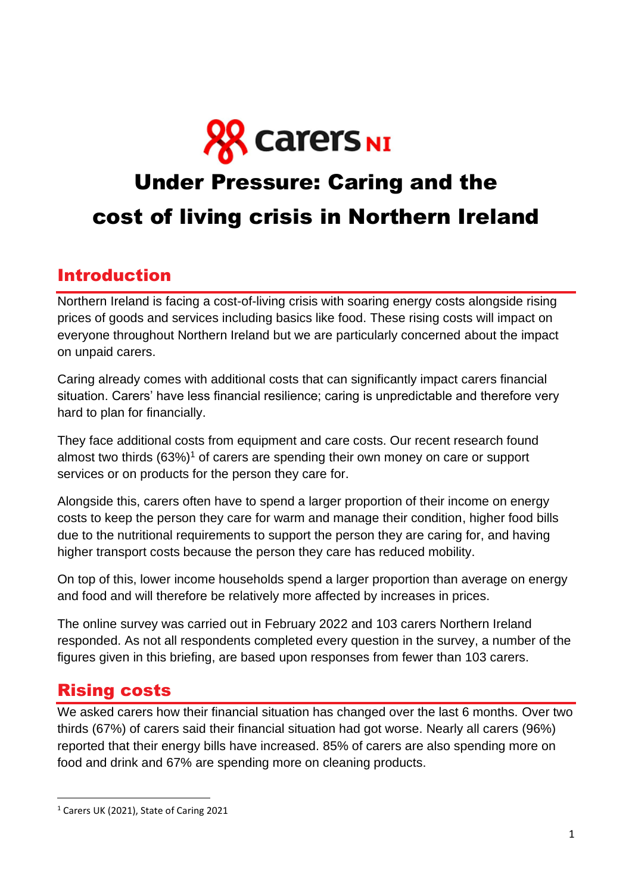carers NI

# Under Pressure: Caring and the cost of living crisis in Northern Ireland

## Introduction

Northern Ireland is facing a cost-of-living crisis with soaring energy costs alongside rising prices of goods and services including basics like food. These rising costs will impact on everyone throughout Northern Ireland but we are particularly concerned about the impact on unpaid carers.

Caring already comes with additional costs that can significantly impact carers financial situation. Carers' have less financial resilience; caring is unpredictable and therefore very hard to plan for financially.

They face additional costs from equipment and care costs. Our recent research found almost two thirds (63%)[1] of carers are spending their own money on care or support services or on products for the person they care for.

Alongside this, carers often have to spend a larger proportion of their income on energy costs to keep the person they care for warm and manage their condition, higher food bills due to the nutritional requirements to support the person they are caring for, and having higher transport costs because the person they care has reduced mobility.

On top of this, lower income households spend a larger proportion than average on energy and food and will therefore be relatively more affected by increases in prices.

The online survey was carried out in February 2022 and 103 carers Northern Ireland responded. As not all respondents completed every question in the survey, a number of the figures given in this briefing, are based upon responses from fewer than 103 carers.

## Rising costs

We asked carers how their financial situation has changed over the last 6 months. Over two thirds (67%) of carers said their financial situation had got worse. Nearly all carers (96%) reported that their energy bills have increased. 85% of carers are also spending more on food and drink and 67% are spending more on cleaning products.

[1] Carers UK (2021), State of Caring 2021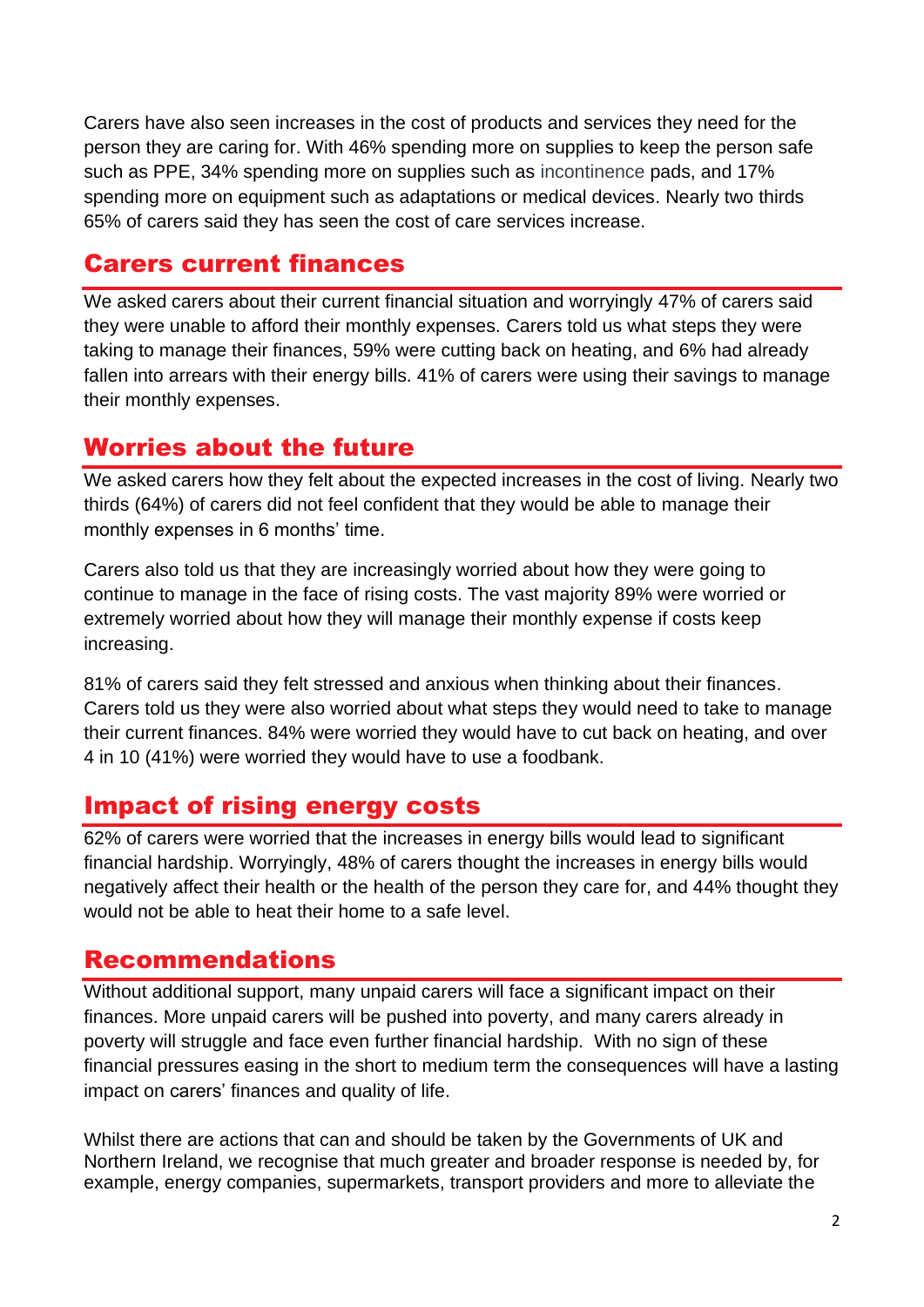Carers have also seen increases in the cost of products and services they need for the person they are caring for. With 46% spending more on supplies to keep the person safe such as PPE, 34% spending more on supplies such as incontinence pads, and 17% spending more on equipment such as adaptations or medical devices. Nearly two thirds 65% of carers said they has seen the cost of care services increase.

## Carers current finances

We asked carers about their current financial situation and worryingly 47% of carers said they were unable to afford their monthly expenses. Carers told us what steps they were taking to manage their finances, 59% were cutting back on heating, and 6% had already fallen into arrears with their energy bills. 41% of carers were using their savings to manage their monthly expenses.

## Worries about the future

We asked carers how they felt about the expected increases in the cost of living. Nearly two thirds (64%) of carers did not feel confident that they would be able to manage their monthly expenses in 6 months' time.

Carers also told us that they are increasingly worried about how they were going to continue to manage in the face of rising costs. The vast majority 89% were worried or extremely worried about how they will manage their monthly expense if costs keep increasing.

81% of carers said they felt stressed and anxious when thinking about their finances. Carers told us they were also worried about what steps they would need to take to manage their current finances. 84% were worried they would have to cut back on heating, and over 4 in 10 (41%) were worried they would have to use a foodbank.

## Impact of rising energy costs

62% of carers were worried that the increases in energy bills would lead to significant financial hardship. Worryingly, 48% of carers thought the increases in energy bills would negatively affect their health or the health of the person they care for, and 44% thought they would not be able to heat their home to a safe level.

## Recommendations

Without additional support, many unpaid carers will face a significant impact on their finances. More unpaid carers will be pushed into poverty, and many carers already in poverty will struggle and face even further financial hardship. With no sign of these financial pressures easing in the short to medium term the consequences will have a lasting impact on carers' finances and quality of life.

Whilst there are actions that can and should be taken by the Governments of UK and Northern Ireland, we recognise that much greater and broader response is needed by, for example, energy companies, supermarkets, transport providers and more to alleviate the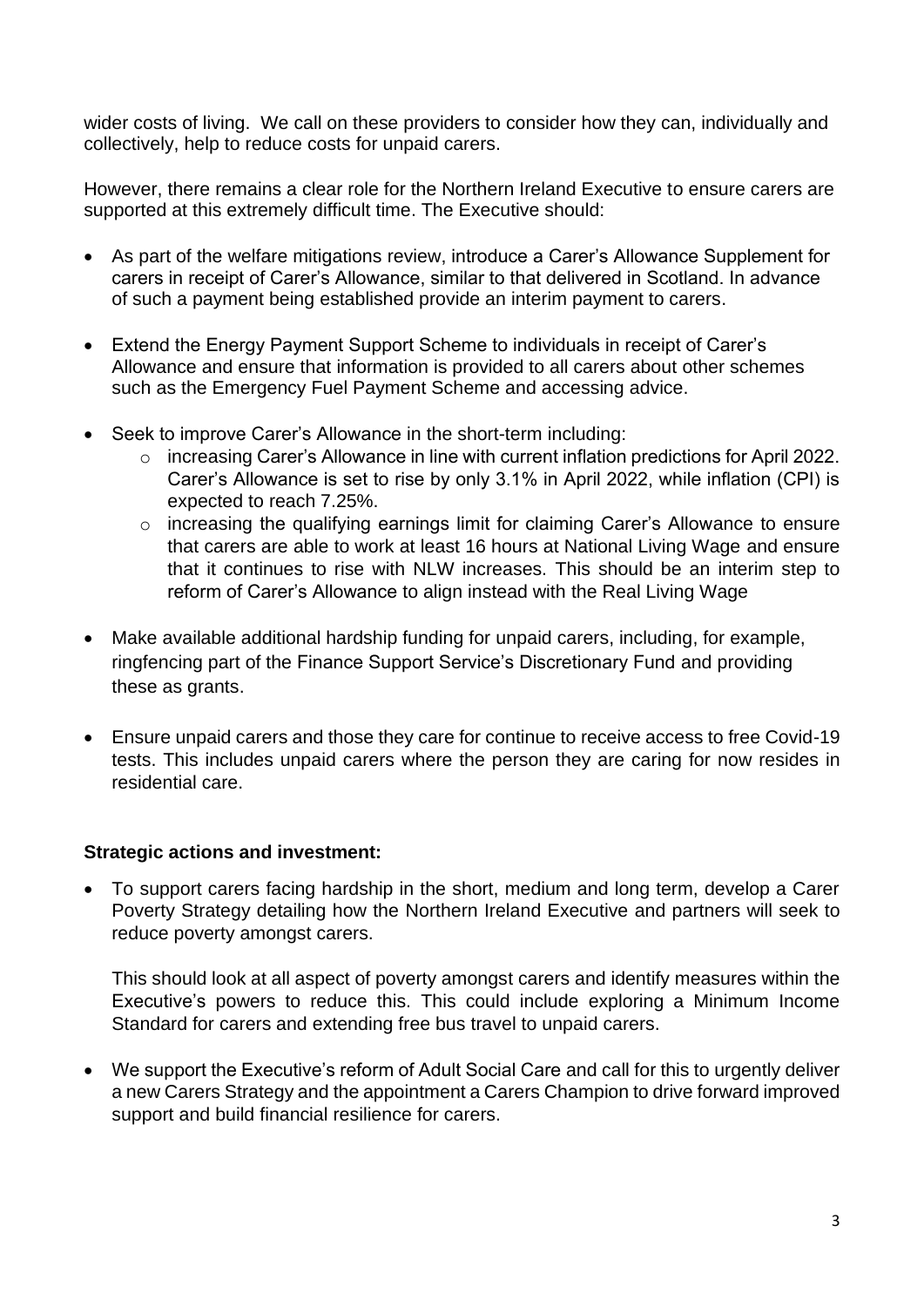wider costs of living. We call on these providers to consider how they can, individually and collectively, help to reduce costs for unpaid carers.

However, there remains a clear role for the Northern Ireland Executive to ensure carers are supported at this extremely difficult time. The Executive should:

- As part of the welfare mitigations review, introduce a Carer's Allowance Supplement for carers in receipt of Carer's Allowance, similar to that delivered in Scotland. In advance of such a payment being established provide an interim payment to carers.
- Extend the Energy Payment Support Scheme to individuals in receipt of Carer's Allowance and ensure that information is provided to all carers about other schemes such as the Emergency Fuel Payment Scheme and accessing advice.
- Seek to improve Carer's Allowance in the short-term including:
  - increasing Carer's Allowance in line with current inflation predictions for April 2022. Carer's Allowance is set to rise by only 3.1% in April 2022, while inflation (CPI) is expected to reach 7.25%.
  - increasing the qualifying earnings limit for claiming Carer's Allowance to ensure that carers are able to work at least 16 hours at National Living Wage and ensure that it continues to rise with NLW increases. This should be an interim step to reform of Carer's Allowance to align instead with the Real Living Wage
- Make available additional hardship funding for unpaid carers, including, for example, ringfencing part of the Finance Support Service's Discretionary Fund and providing these as grants.
- Ensure unpaid carers and those they care for continue to receive access to free Covid-19 tests. This includes unpaid carers where the person they are caring for now resides in residential care.

**Strategic actions and investment:**

- To support carers facing hardship in the short, medium and long term, develop a Carer Poverty Strategy detailing how the Northern Ireland Executive and partners will seek to reduce poverty amongst carers.

  This should look at all aspect of poverty amongst carers and identify measures within the Executive's powers to reduce this. This could include exploring a Minimum Income Standard for carers and extending free bus travel to unpaid carers.

- We support the Executive's reform of Adult Social Care and call for this to urgently deliver a new Carers Strategy and the appointment a Carers Champion to drive forward improved support and build financial resilience for carers.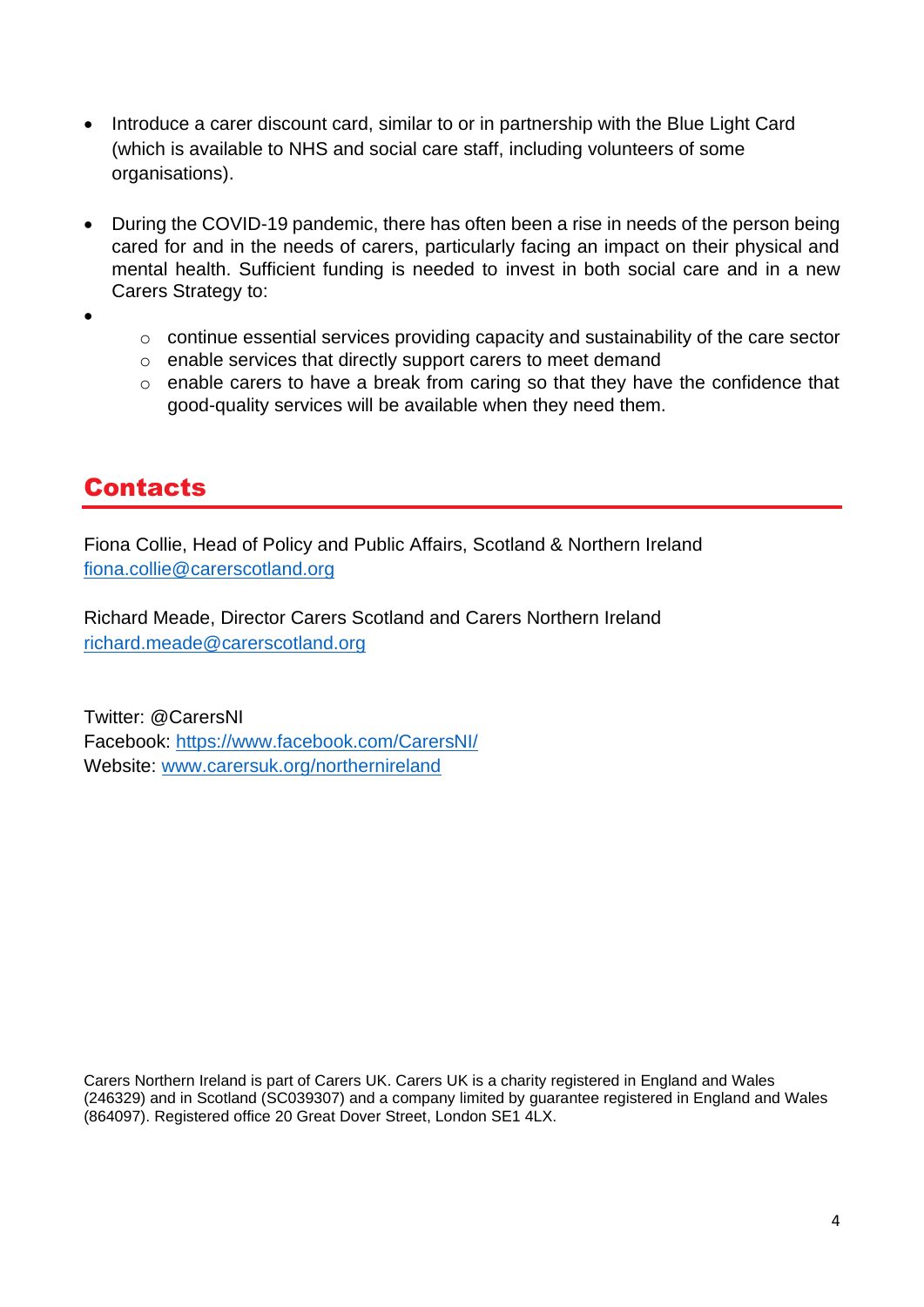- Introduce a carer discount card, similar to or in partnership with the Blue Light Card (which is available to NHS and social care staff, including volunteers of some organisations).

- During the COVID-19 pandemic, there has often been a rise in needs of the person being cared for and in the needs of carers, particularly facing an impact on their physical and mental health. Sufficient funding is needed to invest in both social care and in a new Carers Strategy to:

-
    - continue essential services providing capacity and sustainability of the care sector
    - enable services that directly support carers to meet demand
    - enable carers to have a break from caring so that they have the confidence that good-quality services will be available when they need them.

## Contacts

Fiona Collie, Head of Policy and Public Affairs, Scotland & Northern Ireland
fiona.collie@carerscotland.org

Richard Meade, Director Carers Scotland and Carers Northern Ireland
richard.meade@carerscotland.org

Twitter: @CarersNI
Facebook: https://www.facebook.com/CarersNI/
Website: www.carersuk.org/northernireland

Carers Northern Ireland is part of Carers UK. Carers UK is a charity registered in England and Wales (246329) and in Scotland (SC039307) and a company limited by guarantee registered in England and Wales (864097). Registered office 20 Great Dover Street, London SE1 4LX.